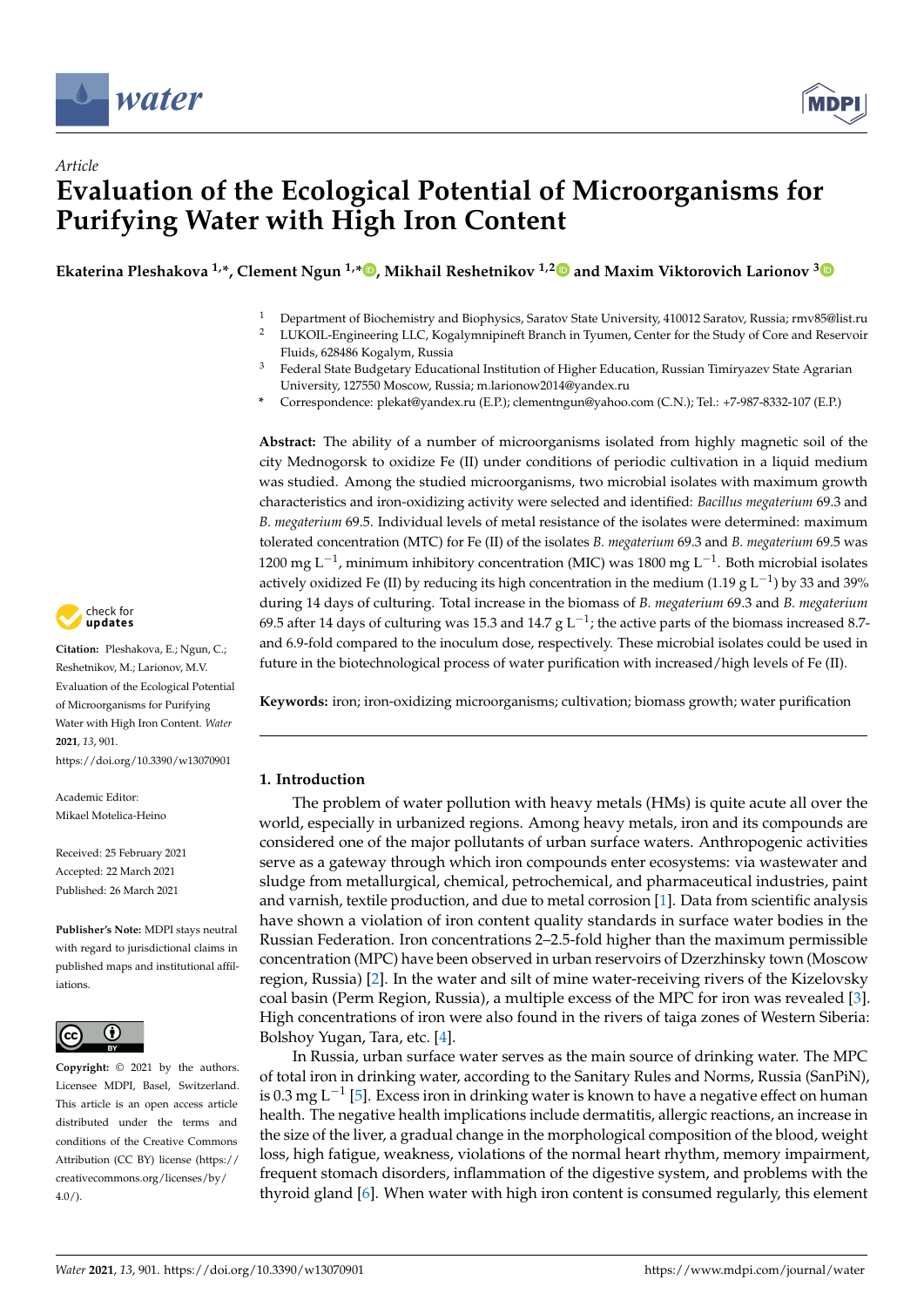Article

# Evaluation of the Ecological Potential of Microorganisms for Purifying Water with High Iron Content

**Ekaterina Pleshakova [1,*], Clement Ngun [1,*], Mikhail Reshetnikov [1,2] and Maxim Viktorovich Larionov [3]**

[1] Department of Biochemistry and Biophysics, Saratov State University, 410012 Saratov, Russia; rmv85@list.ru

[2] LUKOIL-Engineering LLC, Kogalymnipineft Branch in Tyumen, Center for the Study of Core and Reservoir Fluids, 628486 Kogalym, Russia

[3] Federal State Budgetary Educational Institution of Higher Education, Russian Timiryazev State Agrarian University, 127550 Moscow, Russia; m.larionow2014@yandex.ru

* Correspondence: plekat@yandex.ru (E.P.); clementngun@yahoo.com (C.N.); Tel.: +7-987-8332-107 (E.P.)

**Abstract:** The ability of a number of microorganisms isolated from highly magnetic soil of the city Mednogorsk to oxidize Fe (II) under conditions of periodic cultivation in a liquid medium was studied. Among the studied microorganisms, two microbial isolates with maximum growth characteristics and iron-oxidizing activity were selected and identified: *Bacillus megaterium* 69.3 and *B. megaterium* 69.5. Individual levels of metal resistance of the isolates were determined: maximum tolerated concentration (MTC) for Fe (II) of the isolates *B. megaterium* 69.3 and *B. megaterium* 69.5 was 1200 mg $L^{-1}$, minimum inhibitory concentration (MIC) was 1800 mg $L^{-1}$. Both microbial isolates actively oxidized Fe (II) by reducing its high concentration in the medium (1.19 g $L^{-1}$) by 33 and 39% during 14 days of culturing. Total increase in the biomass of *B. megaterium* 69.3 and *B. megaterium* 69.5 after 14 days of culturing was 15.3 and 14.7 g $L^{-1}$; the active parts of the biomass increased 8.7- and 6.9-fold compared to the inoculum dose, respectively. These microbial isolates could be used in future in the biotechnological process of water purification with increased/high levels of Fe (II).

**Keywords:** iron; iron-oxidizing microorganisms; cultivation; biomass growth; water purification

**Citation:** Pleshakova, E.; Ngun, C.; Reshetnikov, M.; Larionov, M.V. Evaluation of the Ecological Potential of Microorganisms for Purifying Water with High Iron Content. *Water* **2021**, *13*, 901. https://doi.org/10.3390/w13070901

Academic Editor: Mikael Motelica-Heino

Received: 25 February 2021
Accepted: 22 March 2021
Published: 26 March 2021

**Publisher's Note:** MDPI stays neutral with regard to jurisdictional claims in published maps and institutional affiliations.

**Copyright:** © 2021 by the authors. Licensee MDPI, Basel, Switzerland. This article is an open access article distributed under the terms and conditions of the Creative Commons Attribution (CC BY) license (https://creativecommons.org/licenses/by/4.0/).

## 1. Introduction

The problem of water pollution with heavy metals (HMs) is quite acute all over the world, especially in urbanized regions. Among heavy metals, iron and its compounds are considered one of the major pollutants of urban surface waters. Anthropogenic activities serve as a gateway through which iron compounds enter ecosystems: via wastewater and sludge from metallurgical, chemical, petrochemical, and pharmaceutical industries, paint and varnish, textile production, and due to metal corrosion [1]. Data from scientific analysis have shown a violation of iron content quality standards in surface water bodies in the Russian Federation. Iron concentrations 2–2.5-fold higher than the maximum permissible concentration (MPC) have been observed in urban reservoirs of Dzerzhinsky town (Moscow region, Russia) [2]. In the water and silt of mine water-receiving rivers of the Kizelovsky coal basin (Perm Region, Russia), a multiple excess of the MPC for iron was revealed [3]. High concentrations of iron were also found in the rivers of taiga zones of Western Siberia: Bolshoy Yugan, Tara, etc. [4].

In Russia, urban surface water serves as the main source of drinking water. The MPC of total iron in drinking water, according to the Sanitary Rules and Norms, Russia (SanPiN), is 0.3 mg $L^{-1}$ [5]. Excess iron in drinking water is known to have a negative effect on human health. The negative health implications include dermatitis, allergic reactions, an increase in the size of the liver, a gradual change in the morphological composition of the blood, weight loss, high fatigue, weakness, violations of the normal heart rhythm, memory impairment, frequent stomach disorders, inflammation of the digestive system, and problems with the thyroid gland [6]. When water with high iron content is consumed regularly, this element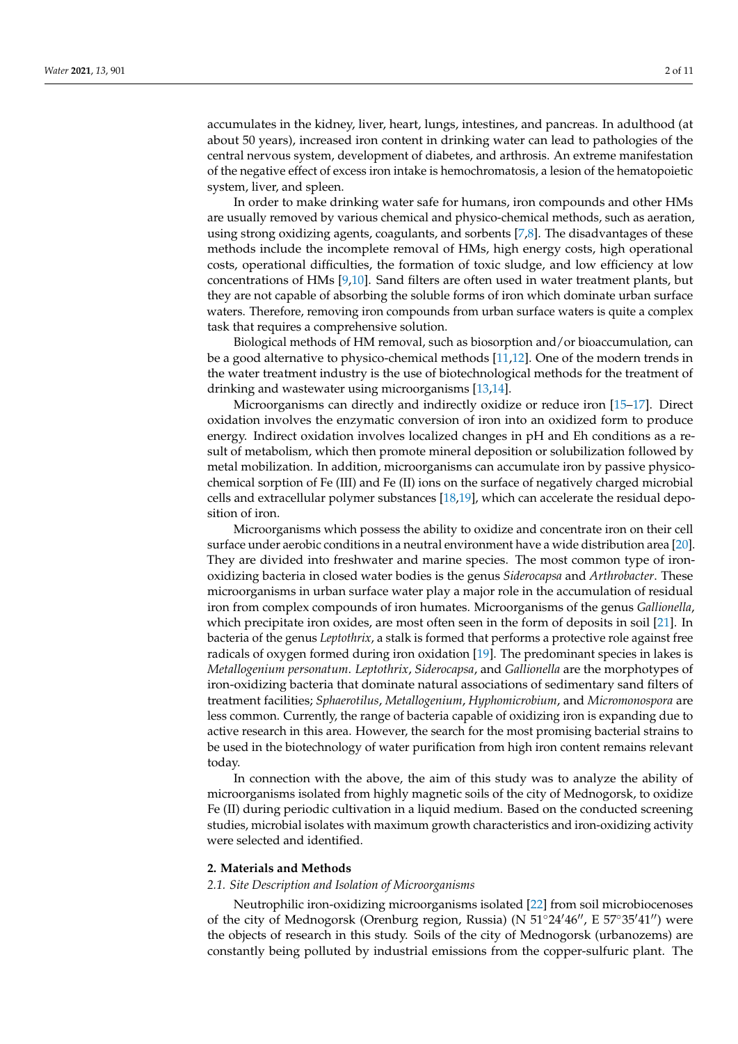accumulates in the kidney, liver, heart, lungs, intestines, and pancreas. In adulthood (at about 50 years), increased iron content in drinking water can lead to pathologies of the central nervous system, development of diabetes, and arthrosis. An extreme manifestation of the negative effect of excess iron intake is hemochromatosis, a lesion of the hematopoietic system, liver, and spleen.

In order to make drinking water safe for humans, iron compounds and other HMs are usually removed by various chemical and physico-chemical methods, such as aeration, using strong oxidizing agents, coagulants, and sorbents [7,8]. The disadvantages of these methods include the incomplete removal of HMs, high energy costs, high operational costs, operational difficulties, the formation of toxic sludge, and low efficiency at low concentrations of HMs [9,10]. Sand filters are often used in water treatment plants, but they are not capable of absorbing the soluble forms of iron which dominate urban surface waters. Therefore, removing iron compounds from urban surface waters is quite a complex task that requires a comprehensive solution.

Biological methods of HM removal, such as biosorption and/or bioaccumulation, can be a good alternative to physico-chemical methods [11,12]. One of the modern trends in the water treatment industry is the use of biotechnological methods for the treatment of drinking and wastewater using microorganisms [13,14].

Microorganisms can directly and indirectly oxidize or reduce iron [15–17]. Direct oxidation involves the enzymatic conversion of iron into an oxidized form to produce energy. Indirect oxidation involves localized changes in pH and Eh conditions as a result of metabolism, which then promote mineral deposition or solubilization followed by metal mobilization. In addition, microorganisms can accumulate iron by passive physico-chemical sorption of Fe (III) and Fe (II) ions on the surface of negatively charged microbial cells and extracellular polymer substances [18,19], which can accelerate the residual deposition of iron.

Microorganisms which possess the ability to oxidize and concentrate iron on their cell surface under aerobic conditions in a neutral environment have a wide distribution area [20]. They are divided into freshwater and marine species. The most common type of iron-oxidizing bacteria in closed water bodies is the genus *Siderocapsa* and *Arthrobacter*. These microorganisms in urban surface water play a major role in the accumulation of residual iron from complex compounds of iron humates. Microorganisms of the genus *Gallionella*, which precipitate iron oxides, are most often seen in the form of deposits in soil [21]. In bacteria of the genus *Leptothrix*, a stalk is formed that performs a protective role against free radicals of oxygen formed during iron oxidation [19]. The predominant species in lakes is *Metallogenium personatum*. *Leptothrix*, *Siderocapsa*, and *Gallionella* are the morphotypes of iron-oxidizing bacteria that dominate natural associations of sedimentary sand filters of treatment facilities; *Sphaerotilus*, *Metallogenium*, *Hyphomicrobium*, and *Micromonospora* are less common. Currently, the range of bacteria capable of oxidizing iron is expanding due to active research in this area. However, the search for the most promising bacterial strains to be used in the biotechnology of water purification from high iron content remains relevant today.

In connection with the above, the aim of this study was to analyze the ability of microorganisms isolated from highly magnetic soils of the city of Mednogorsk, to oxidize Fe (II) during periodic cultivation in a liquid medium. Based on the conducted screening studies, microbial isolates with maximum growth characteristics and iron-oxidizing activity were selected and identified.

## 2. Materials and Methods

### 2.1. Site Description and Isolation of Microorganisms

Neutrophilic iron-oxidizing microorganisms isolated [22] from soil microbiocenoses of the city of Mednogorsk (Orenburg region, Russia) (N 51°24′46″, E 57°35′41″) were the objects of research in this study. Soils of the city of Mednogorsk (urbanozems) are constantly being polluted by industrial emissions from the copper-sulfuric plant. The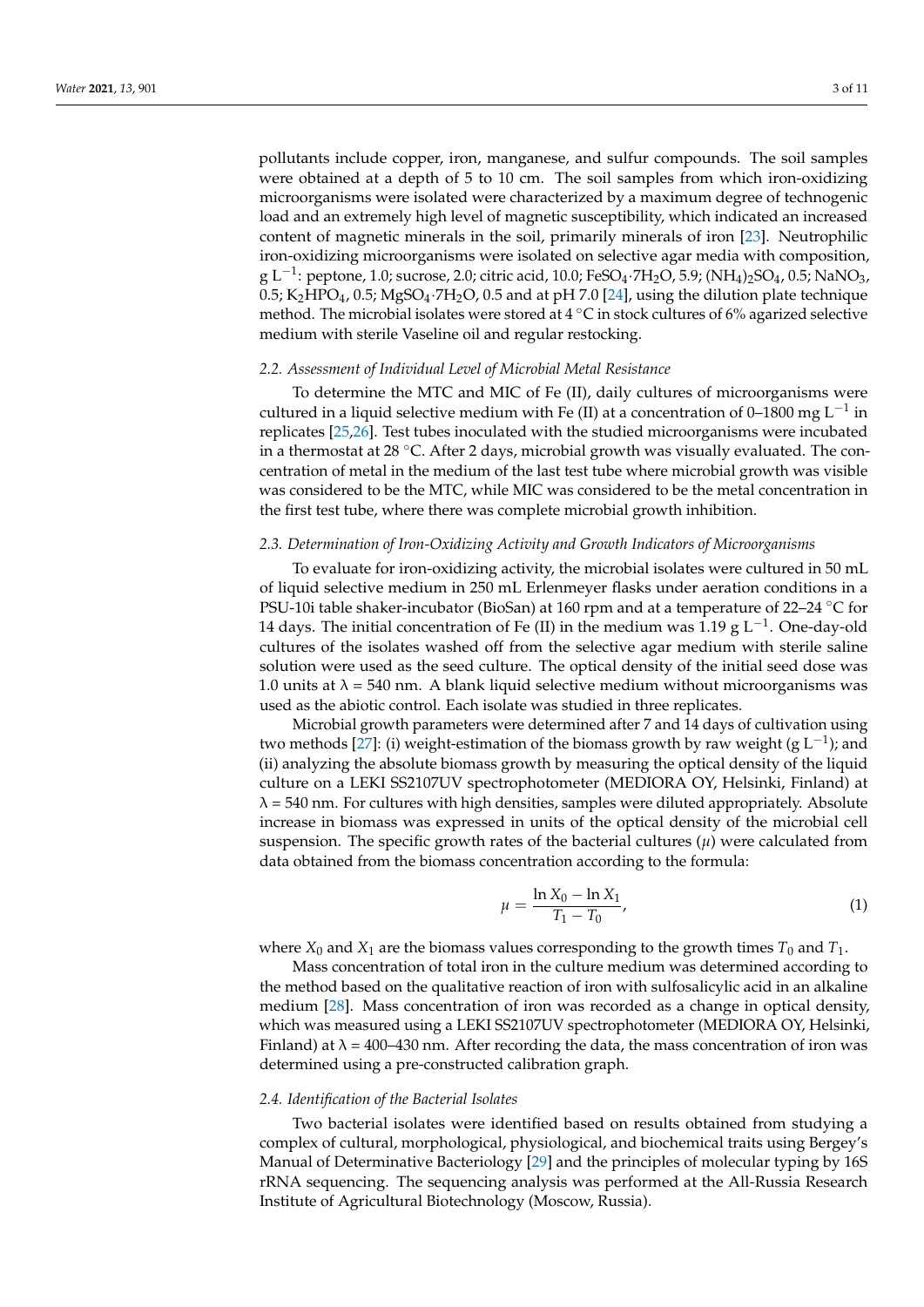pollutants include copper, iron, manganese, and sulfur compounds. The soil samples were obtained at a depth of 5 to 10 cm. The soil samples from which iron-oxidizing microorganisms were isolated were characterized by a maximum degree of technogenic load and an extremely high level of magnetic susceptibility, which indicated an increased content of magnetic minerals in the soil, primarily minerals of iron [23]. Neutrophilic iron-oxidizing microorganisms were isolated on selective agar media with composition, g $L^{-1}$: peptone, 1.0; sucrose, 2.0; citric acid, 10.0; $FeSO_4{\cdot}7H_2O$, 5.9; $(NH_4)_2SO_4$, 0.5; $NaNO_3$, 0.5; $K_2HPO_4$, 0.5; $MgSO_4{\cdot}7H_2O$, 0.5 and at pH 7.0 [24], using the dilution plate technique method. The microbial isolates were stored at 4 °C in stock cultures of 6% agarized selective medium with sterile Vaseline oil and regular restocking.

### 2.2. Assessment of Individual Level of Microbial Metal Resistance

To determine the MTC and MIC of Fe (II), daily cultures of microorganisms were cultured in a liquid selective medium with Fe (II) at a concentration of 0–1800 mg $L^{-1}$ in replicates [25,26]. Test tubes inoculated with the studied microorganisms were incubated in a thermostat at 28 °C. After 2 days, microbial growth was visually evaluated. The concentration of metal in the medium of the last test tube where microbial growth was visible was considered to be the MTC, while MIC was considered to be the metal concentration in the first test tube, where there was complete microbial growth inhibition.

### 2.3. Determination of Iron-Oxidizing Activity and Growth Indicators of Microorganisms

To evaluate for iron-oxidizing activity, the microbial isolates were cultured in 50 mL of liquid selective medium in 250 mL Erlenmeyer flasks under aeration conditions in a PSU-10i table shaker-incubator (BioSan) at 160 rpm and at a temperature of 22–24 °C for 14 days. The initial concentration of Fe (II) in the medium was 1.19 g $L^{-1}$. One-day-old cultures of the isolates washed off from the selective agar medium with sterile saline solution were used as the seed culture. The optical density of the initial seed dose was 1.0 units at $\lambda$ = 540 nm. A blank liquid selective medium without microorganisms was used as the abiotic control. Each isolate was studied in three replicates.

Microbial growth parameters were determined after 7 and 14 days of cultivation using two methods [27]: (i) weight-estimation of the biomass growth by raw weight (g $L^{-1}$); and (ii) analyzing the absolute biomass growth by measuring the optical density of the liquid culture on a LEKI SS2107UV spectrophotometer (MEDIORA OY, Helsinki, Finland) at $\lambda$ = 540 nm. For cultures with high densities, samples were diluted appropriately. Absolute increase in biomass was expressed in units of the optical density of the microbial cell suspension. The specific growth rates of the bacterial cultures ($\mu$) were calculated from data obtained from the biomass concentration according to the formula:

$$\mu = \frac{\ln X_0 - \ln X_1}{T_1 - T_0}, \quad (1)$$

where $X_0$ and $X_1$ are the biomass values corresponding to the growth times $T_0$ and $T_1$.

Mass concentration of total iron in the culture medium was determined according to the method based on the qualitative reaction of iron with sulfosalicylic acid in an alkaline medium [28]. Mass concentration of iron was recorded as a change in optical density, which was measured using a LEKI SS2107UV spectrophotometer (MEDIORA OY, Helsinki, Finland) at $\lambda$ = 400–430 nm. After recording the data, the mass concentration of iron was determined using a pre-constructed calibration graph.

### 2.4. Identification of the Bacterial Isolates

Two bacterial isolates were identified based on results obtained from studying a complex of cultural, morphological, physiological, and biochemical traits using Bergey's Manual of Determinative Bacteriology [29] and the principles of molecular typing by 16S rRNA sequencing. The sequencing analysis was performed at the All-Russia Research Institute of Agricultural Biotechnology (Moscow, Russia).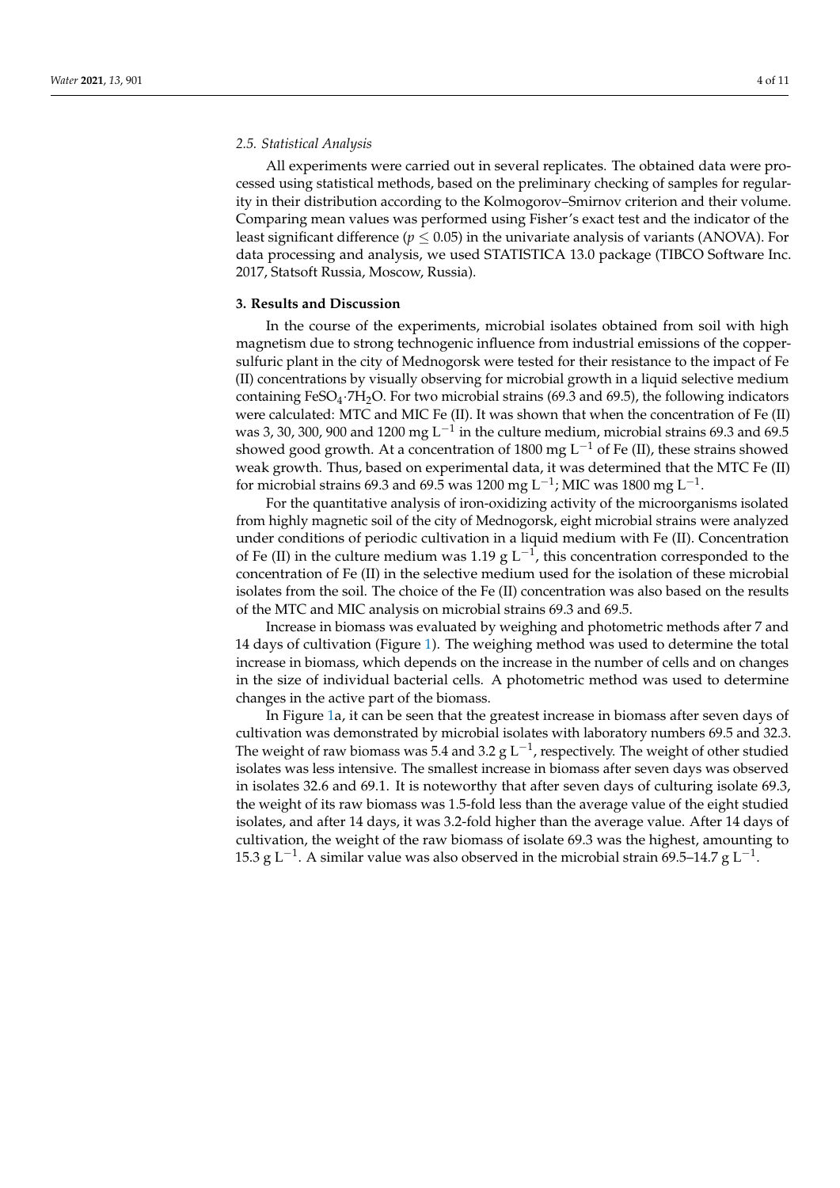### 2.5. Statistical Analysis

All experiments were carried out in several replicates. The obtained data were processed using statistical methods, based on the preliminary checking of samples for regularity in their distribution according to the Kolmogorov–Smirnov criterion and their volume. Comparing mean values was performed using Fisher's exact test and the indicator of the least significant difference ($p \leq 0.05$) in the univariate analysis of variants (ANOVA). For data processing and analysis, we used STATISTICA 13.0 package (TIBCO Software Inc. 2017, Statsoft Russia, Moscow, Russia).

## 3. Results and Discussion

In the course of the experiments, microbial isolates obtained from soil with high magnetism due to strong technogenic influence from industrial emissions of the copper-sulfuric plant in the city of Mednogorsk were tested for their resistance to the impact of Fe (II) concentrations by visually observing for microbial growth in a liquid selective medium containing $FeSO_4 \cdot 7H_2O$. For two microbial strains (69.3 and 69.5), the following indicators were calculated: MTC and MIC Fe (II). It was shown that when the concentration of Fe (II) was 3, 30, 300, 900 and 1200 mg $L^{-1}$ in the culture medium, microbial strains 69.3 and 69.5 showed good growth. At a concentration of 1800 mg $L^{-1}$ of Fe (II), these strains showed weak growth. Thus, based on experimental data, it was determined that the MTC Fe (II) for microbial strains 69.3 and 69.5 was 1200 mg $L^{-1}$; MIC was 1800 mg $L^{-1}$.

For the quantitative analysis of iron-oxidizing activity of the microorganisms isolated from highly magnetic soil of the city of Mednogorsk, eight microbial strains were analyzed under conditions of periodic cultivation in a liquid medium with Fe (II). Concentration of Fe (II) in the culture medium was 1.19 g $L^{-1}$, this concentration corresponded to the concentration of Fe (II) in the selective medium used for the isolation of these microbial isolates from the soil. The choice of the Fe (II) concentration was also based on the results of the MTC and MIC analysis on microbial strains 69.3 and 69.5.

Increase in biomass was evaluated by weighing and photometric methods after 7 and 14 days of cultivation (Figure 1). The weighing method was used to determine the total increase in biomass, which depends on the increase in the number of cells and on changes in the size of individual bacterial cells. A photometric method was used to determine changes in the active part of the biomass.

In Figure 1a, it can be seen that the greatest increase in biomass after seven days of cultivation was demonstrated by microbial isolates with laboratory numbers 69.5 and 32.3. The weight of raw biomass was 5.4 and 3.2 g $L^{-1}$, respectively. The weight of other studied isolates was less intensive. The smallest increase in biomass after seven days was observed in isolates 32.6 and 69.1. It is noteworthy that after seven days of culturing isolate 69.3, the weight of its raw biomass was 1.5-fold less than the average value of the eight studied isolates, and after 14 days, it was 3.2-fold higher than the average value. After 14 days of cultivation, the weight of the raw biomass of isolate 69.3 was the highest, amounting to 15.3 g $L^{-1}$. A similar value was also observed in the microbial strain 69.5–14.7 g $L^{-1}$.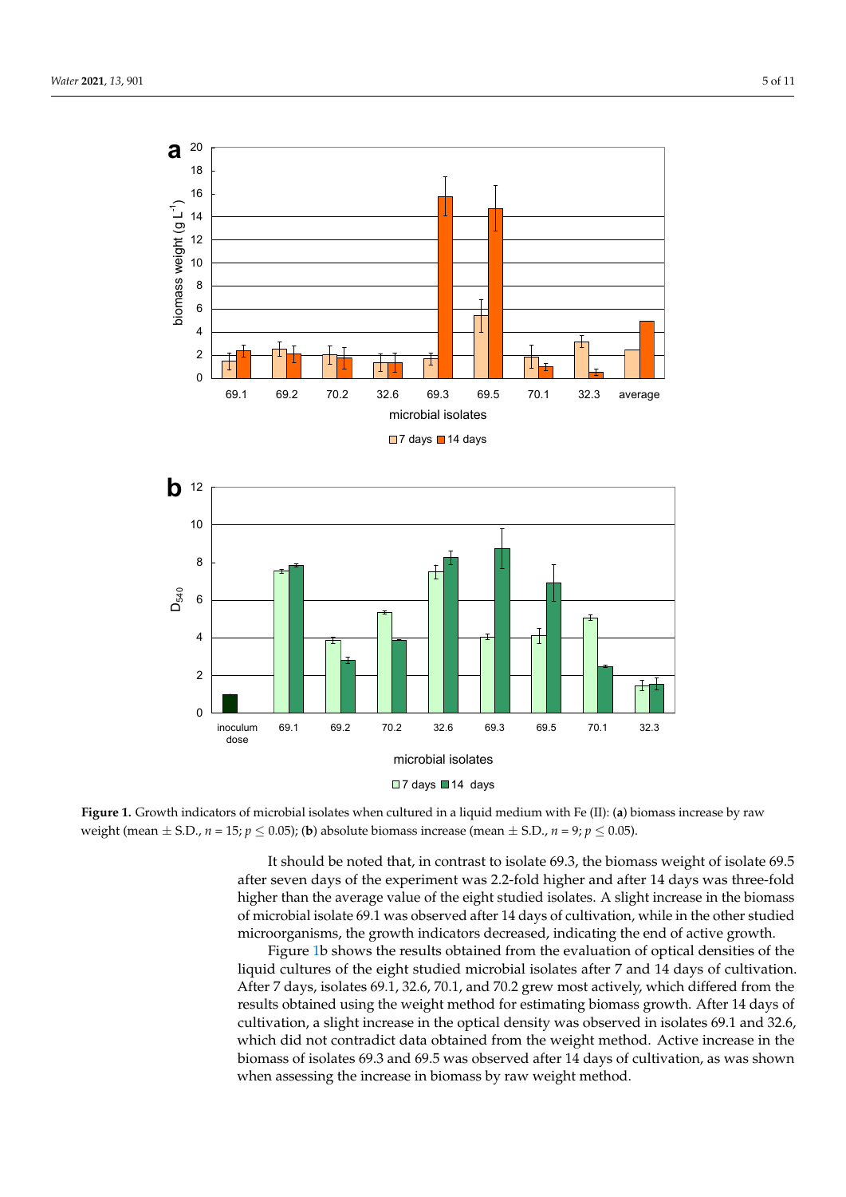**Figure 1.** Growth indicators of microbial isolates when cultured in a liquid medium with Fe (II): (**a**) biomass increase by raw weight (mean ± S.D., $n = 15$; $p \leq 0.05$); (**b**) absolute biomass increase (mean ± S.D., $n = 9$; $p \leq 0.05$).

It should be noted that, in contrast to isolate 69.3, the biomass weight of isolate 69.5 after seven days of the experiment was 2.2-fold higher and after 14 days was three-fold higher than the average value of the eight studied isolates. A slight increase in the biomass of microbial isolate 69.1 was observed after 14 days of cultivation, while in the other studied microorganisms, the growth indicators decreased, indicating the end of active growth.

Figure 1b shows the results obtained from the evaluation of optical densities of the liquid cultures of the eight studied microbial isolates after 7 and 14 days of cultivation. After 7 days, isolates 69.1, 32.6, 70.1, and 70.2 grew most actively, which differed from the results obtained using the weight method for estimating biomass growth. After 14 days of cultivation, a slight increase in the optical density was observed in isolates 69.1 and 32.6, which did not contradict data obtained from the weight method. Active increase in the biomass of isolates 69.3 and 69.5 was observed after 14 days of cultivation, as was shown when assessing the increase in biomass by raw weight method.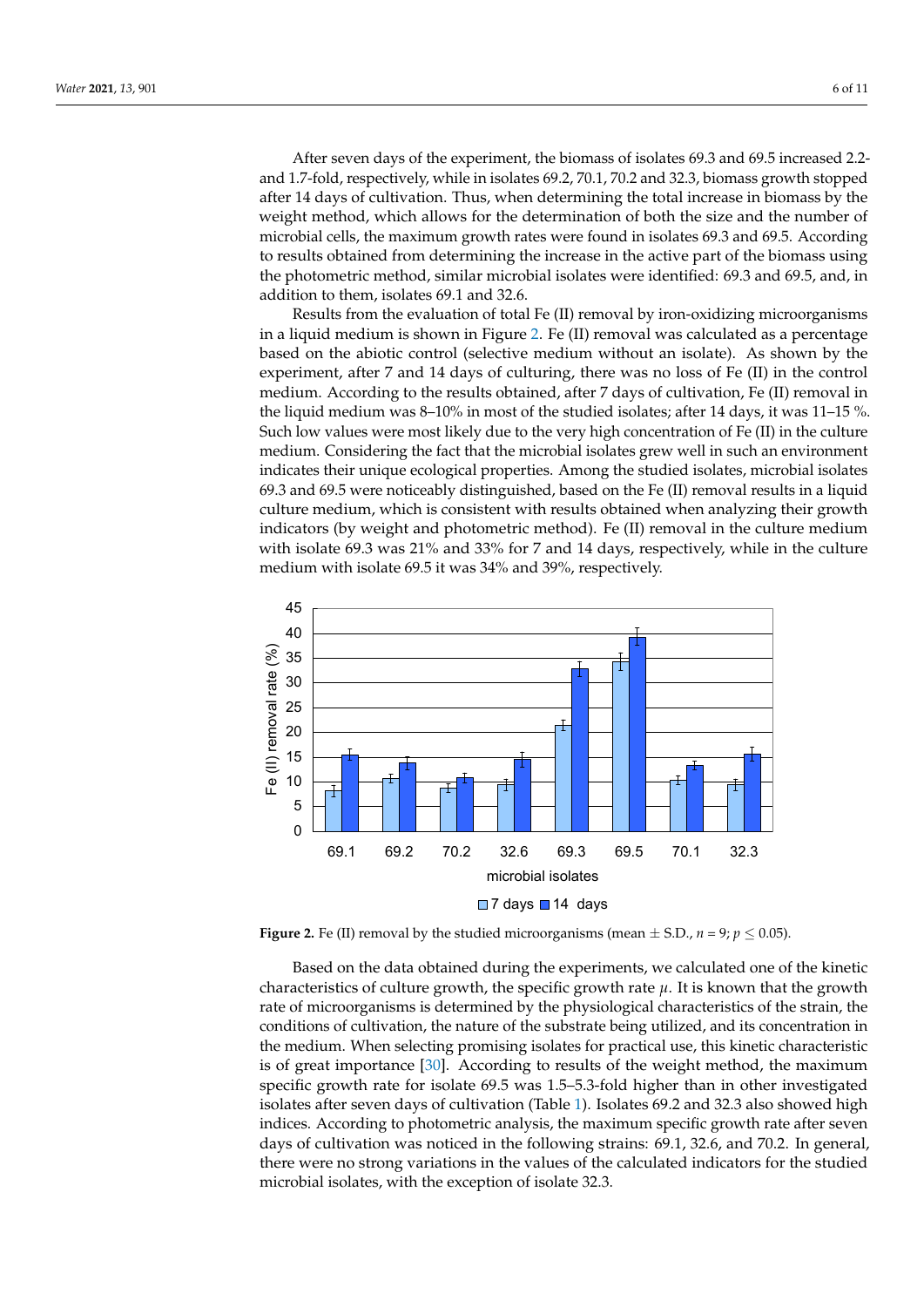After seven days of the experiment, the biomass of isolates 69.3 and 69.5 increased 2.2- and 1.7-fold, respectively, while in isolates 69.2, 70.1, 70.2 and 32.3, biomass growth stopped after 14 days of cultivation. Thus, when determining the total increase in biomass by the weight method, which allows for the determination of both the size and the number of microbial cells, the maximum growth rates were found in isolates 69.3 and 69.5. According to results obtained from determining the increase in the active part of the biomass using the photometric method, similar microbial isolates were identified: 69.3 and 69.5, and, in addition to them, isolates 69.1 and 32.6.

Results from the evaluation of total Fe (II) removal by iron-oxidizing microorganisms in a liquid medium is shown in Figure 2. Fe (II) removal was calculated as a percentage based on the abiotic control (selective medium without an isolate). As shown by the experiment, after 7 and 14 days of culturing, there was no loss of Fe (II) in the control medium. According to the results obtained, after 7 days of cultivation, Fe (II) removal in the liquid medium was 8–10% in most of the studied isolates; after 14 days, it was 11–15 %. Such low values were most likely due to the very high concentration of Fe (II) in the culture medium. Considering the fact that the microbial isolates grew well in such an environment indicates their unique ecological properties. Among the studied isolates, microbial isolates 69.3 and 69.5 were noticeably distinguished, based on the Fe (II) removal results in a liquid culture medium, which is consistent with results obtained when analyzing their growth indicators (by weight and photometric method). Fe (II) removal in the culture medium with isolate 69.3 was 21% and 33% for 7 and 14 days, respectively, while in the culture medium with isolate 69.5 it was 34% and 39%, respectively.

**Figure 2.** Fe (II) removal by the studied microorganisms (mean ± S.D., $n = 9$; $p \leq 0.05$).

Based on the data obtained during the experiments, we calculated one of the kinetic characteristics of culture growth, the specific growth rate $\mu$. It is known that the growth rate of microorganisms is determined by the physiological characteristics of the strain, the conditions of cultivation, the nature of the substrate being utilized, and its concentration in the medium. When selecting promising isolates for practical use, this kinetic characteristic is of great importance [30]. According to results of the weight method, the maximum specific growth rate for isolate 69.5 was 1.5–5.3-fold higher than in other investigated isolates after seven days of cultivation (Table 1). Isolates 69.2 and 32.3 also showed high indices. According to photometric analysis, the maximum specific growth rate after seven days of cultivation was noticed in the following strains: 69.1, 32.6, and 70.2. In general, there were no strong variations in the values of the calculated indicators for the studied microbial isolates, with the exception of isolate 32.3.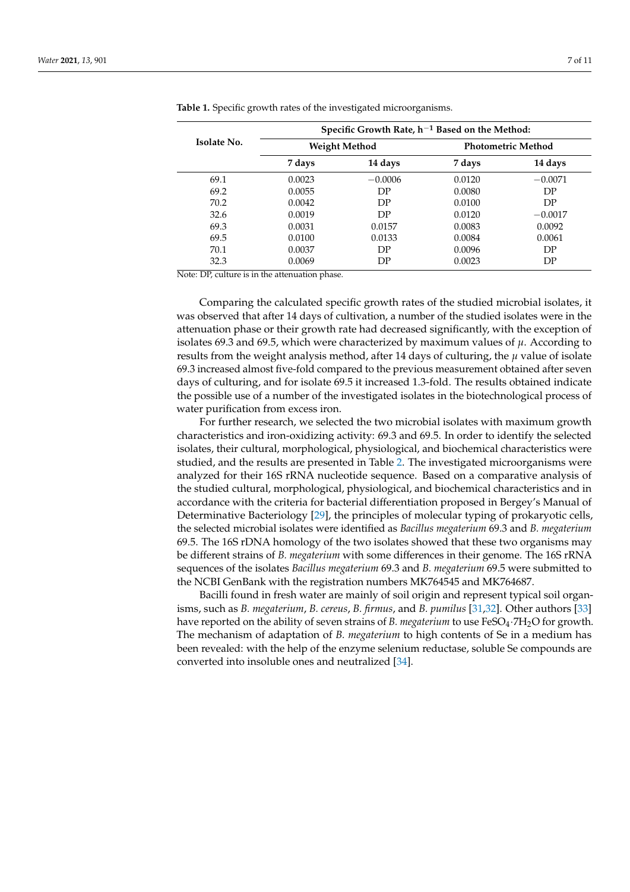**Table 1.** Specific growth rates of the investigated microorganisms.

| Isolate No. | Specific Growth Rate, $h^{-1}$ Based on the Method: | | | |
|---|---|---|---|---|
| | Weight Method | | Photometric Method | |
| | 7 days | 14 days | 7 days | 14 days |
| 69.1 | 0.0023 | −0.0006 | 0.0120 | −0.0071 |
| 69.2 | 0.0055 | DP | 0.0080 | DP |
| 70.2 | 0.0042 | DP | 0.0100 | DP |
| 32.6 | 0.0019 | DP | 0.0120 | −0.0017 |
| 69.3 | 0.0031 | 0.0157 | 0.0083 | 0.0092 |
| 69.5 | 0.0100 | 0.0133 | 0.0084 | 0.0061 |
| 70.1 | 0.0037 | DP | 0.0096 | DP |
| 32.3 | 0.0069 | DP | 0.0023 | DP |

Note: DP, culture is in the attenuation phase.

Comparing the calculated specific growth rates of the studied microbial isolates, it was observed that after 14 days of cultivation, a number of the studied isolates were in the attenuation phase or their growth rate had decreased significantly, with the exception of isolates 69.3 and 69.5, which were characterized by maximum values of $\mu$. According to results from the weight analysis method, after 14 days of culturing, the $\mu$ value of isolate 69.3 increased almost five-fold compared to the previous measurement obtained after seven days of culturing, and for isolate 69.5 it increased 1.3-fold. The results obtained indicate the possible use of a number of the investigated isolates in the biotechnological process of water purification from excess iron.

For further research, we selected the two microbial isolates with maximum growth characteristics and iron-oxidizing activity: 69.3 and 69.5. In order to identify the selected isolates, their cultural, morphological, physiological, and biochemical characteristics were studied, and the results are presented in Table 2. The investigated microorganisms were analyzed for their 16S rRNA nucleotide sequence. Based on a comparative analysis of the studied cultural, morphological, physiological, and biochemical characteristics and in accordance with the criteria for bacterial differentiation proposed in Bergey's Manual of Determinative Bacteriology [29], the principles of molecular typing of prokaryotic cells, the selected microbial isolates were identified as *Bacillus megaterium* 69.3 and *B. megaterium* 69.5. The 16S rDNA homology of the two isolates showed that these two organisms may be different strains of *B. megaterium* with some differences in their genome. The 16S rRNA sequences of the isolates *Bacillus megaterium* 69.3 and *B. megaterium* 69.5 were submitted to the NCBI GenBank with the registration numbers MK764545 and MK764687.

Bacilli found in fresh water are mainly of soil origin and represent typical soil organisms, such as *B. megaterium*, *B. cereus*, *B. firmus*, and *B. pumilus* [31,32]. Other authors [33] have reported on the ability of seven strains of *B. megaterium* to use $FeSO_4{\cdot}7H_2O$ for growth. The mechanism of adaptation of *B. megaterium* to high contents of Se in a medium has been revealed: with the help of the enzyme selenium reductase, soluble Se compounds are converted into insoluble ones and neutralized [34].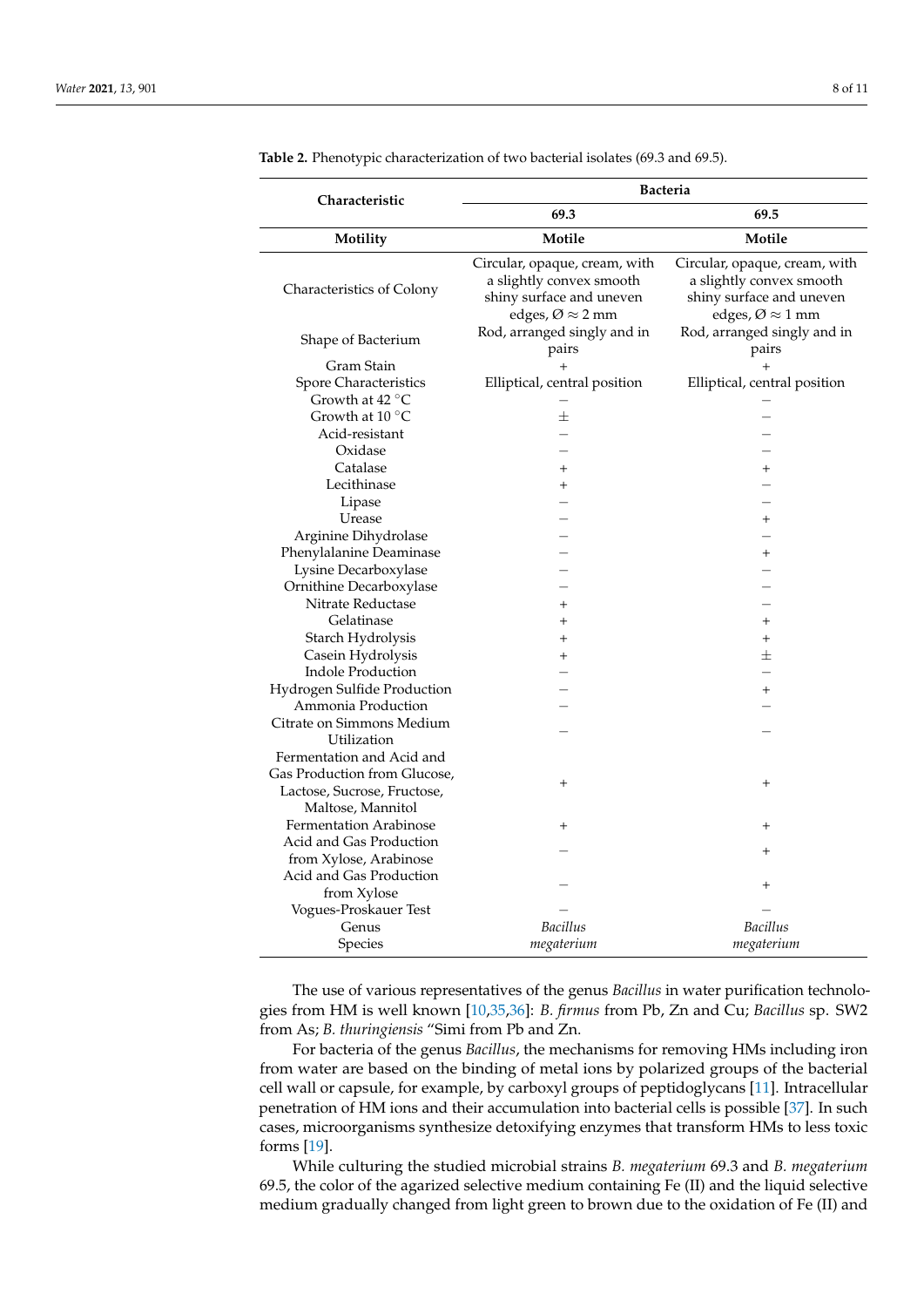**Table 2.** Phenotypic characterization of two bacterial isolates (69.3 and 69.5).

| Characteristic | Bacteria | |
|---|---|---|
| | 69.3 | 69.5 |
| **Motility** | **Motile** | **Motile** |
| Characteristics of Colony | Circular, opaque, cream, with a slightly convex smooth shiny surface and uneven edges, Ø ≈ 2 mm | Circular, opaque, cream, with a slightly convex smooth shiny surface and uneven edges, Ø ≈ 1 mm |
| Shape of Bacterium | Rod, arranged singly and in pairs | Rod, arranged singly and in pairs |
| Gram Stain | + | + |
| Spore Characteristics | Elliptical, central position | Elliptical, central position |
| Growth at 42 °C | − | − |
| Growth at 10 °C | ± | − |
| Acid-resistant | − | − |
| Oxidase | − | − |
| Catalase | + | + |
| Lecithinase | + | − |
| Lipase | − | − |
| Urease | − | + |
| Arginine Dihydrolase | − | − |
| Phenylalanine Deaminase | − | + |
| Lysine Decarboxylase | − | − |
| Ornithine Decarboxylase | − | − |
| Nitrate Reductase | + | − |
| Gelatinase | + | + |
| Starch Hydrolysis | + | + |
| Casein Hydrolysis | + | ± |
| Indole Production | − | − |
| Hydrogen Sulfide Production | − | + |
| Ammonia Production | − | − |
| Citrate on Simmons Medium Utilization | − | − |
| Fermentation and Acid and Gas Production from Glucose, Lactose, Sucrose, Fructose, Maltose, Mannitol | + | + |
| Fermentation Arabinose | + | + |
| Acid and Gas Production from Xylose, Arabinose | − | + |
| Acid and Gas Production from Xylose | − | + |
| Vogues-Proskauer Test | − | − |
| Genus | *Bacillus* | *Bacillus* |
| Species | *megaterium* | *megaterium* |

The use of various representatives of the genus *Bacillus* in water purification technologies from HM is well known [10,35,36]: *B. firmus* from Pb, Zn and Cu; *Bacillus* sp. SW2 from As; *B. thuringiensis* "Simi from Pb and Zn.

For bacteria of the genus *Bacillus*, the mechanisms for removing HMs including iron from water are based on the binding of metal ions by polarized groups of the bacterial cell wall or capsule, for example, by carboxyl groups of peptidoglycans [11]. Intracellular penetration of HM ions and their accumulation into bacterial cells is possible [37]. In such cases, microorganisms synthesize detoxifying enzymes that transform HMs to less toxic forms [19].

While culturing the studied microbial strains *B. megaterium* 69.3 and *B. megaterium* 69.5, the color of the agarized selective medium containing Fe (II) and the liquid selective medium gradually changed from light green to brown due to the oxidation of Fe (II) and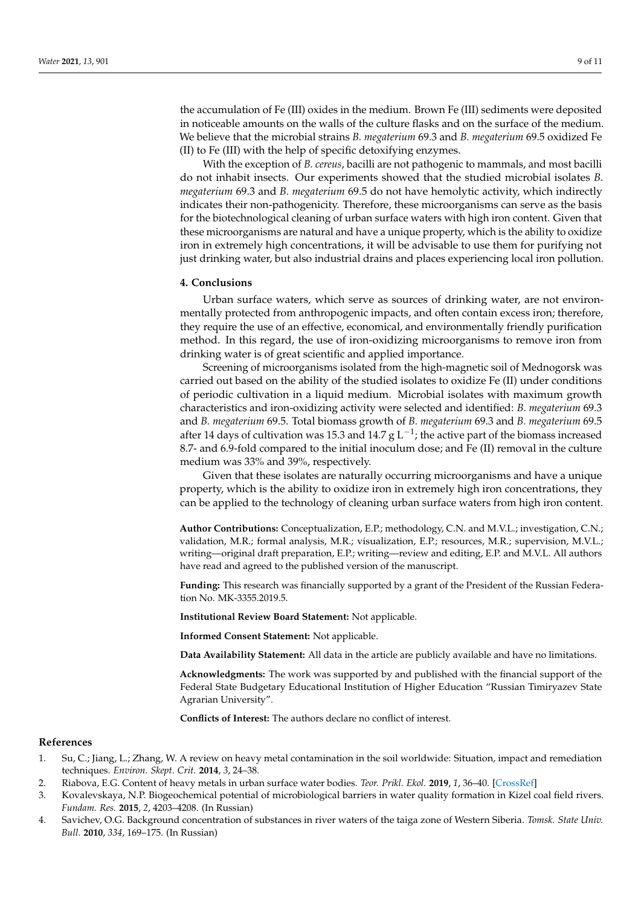the accumulation of Fe (III) oxides in the medium. Brown Fe (III) sediments were deposited in noticeable amounts on the walls of the culture flasks and on the surface of the medium. We believe that the microbial strains *B. megaterium* 69.3 and *B. megaterium* 69.5 oxidized Fe (II) to Fe (III) with the help of specific detoxifying enzymes.

With the exception of *B. cereus*, bacilli are not pathogenic to mammals, and most bacilli do not inhabit insects. Our experiments showed that the studied microbial isolates *B. megaterium* 69.3 and *B. megaterium* 69.5 do not have hemolytic activity, which indirectly indicates their non-pathogenicity. Therefore, these microorganisms can serve as the basis for the biotechnological cleaning of urban surface waters with high iron content. Given that these microorganisms are natural and have a unique property, which is the ability to oxidize iron in extremely high concentrations, it will be advisable to use them for purifying not just drinking water, but also industrial drains and places experiencing local iron pollution.

## 4. Conclusions

Urban surface waters, which serve as sources of drinking water, are not environmentally protected from anthropogenic impacts, and often contain excess iron; therefore, they require the use of an effective, economical, and environmentally friendly purification method. In this regard, the use of iron-oxidizing microorganisms to remove iron from drinking water is of great scientific and applied importance.

Screening of microorganisms isolated from the high-magnetic soil of Mednogorsk was carried out based on the ability of the studied isolates to oxidize Fe (II) under conditions of periodic cultivation in a liquid medium. Microbial isolates with maximum growth characteristics and iron-oxidizing activity were selected and identified: *B. megaterium* 69.3 and *B. megaterium* 69.5. Total biomass growth of *B. megaterium* 69.3 and *B. megaterium* 69.5 after 14 days of cultivation was 15.3 and 14.7 g $L^{-1}$; the active part of the biomass increased 8.7- and 6.9-fold compared to the initial inoculum dose; and Fe (II) removal in the culture medium was 33% and 39%, respectively.

Given that these isolates are naturally occurring microorganisms and have a unique property, which is the ability to oxidize iron in extremely high iron concentrations, they can be applied to the technology of cleaning urban surface waters from high iron content.

**Author Contributions:** Conceptualization, E.P.; methodology, C.N. and M.V.L.; investigation, C.N.; validation, M.R.; formal analysis, M.R.; visualization, E.P.; resources, M.R.; supervision, M.V.L.; writing—original draft preparation, E.P.; writing—review and editing, E.P. and M.V.L. All authors have read and agreed to the published version of the manuscript.

**Funding:** This research was financially supported by a grant of the President of the Russian Federation No. MK-3355.2019.5.

**Institutional Review Board Statement:** Not applicable.

**Informed Consent Statement:** Not applicable.

**Data Availability Statement:** All data in the article are publicly available and have no limitations.

**Acknowledgments:** The work was supported by and published with the financial support of the Federal State Budgetary Educational Institution of Higher Education "Russian Timiryazev State Agrarian University".

**Conflicts of Interest:** The authors declare no conflict of interest.

## References

1. Su, C.; Jiang, L.; Zhang, W. A review on heavy metal contamination in the soil worldwide: Situation, impact and remediation techniques. *Environ. Skept. Crit.* **2014**, *3*, 24–38.
2. Riabova, E.G. Content of heavy metals in urban surface water bodies. *Teor. Prikl. Ekol.* **2019**, *1*, 36–40. [CrossRef]
3. Kovalevskaya, N.P. Biogeochemical potential of microbiological barriers in water quality formation in Kizel coal field rivers. *Fundam. Res.* **2015**, *2*, 4203–4208. (In Russian)
4. Savichev, O.G. Background concentration of substances in river waters of the taiga zone of Western Siberia. *Tomsk. State Univ. Bull.* **2010**, *334*, 169–175. (In Russian)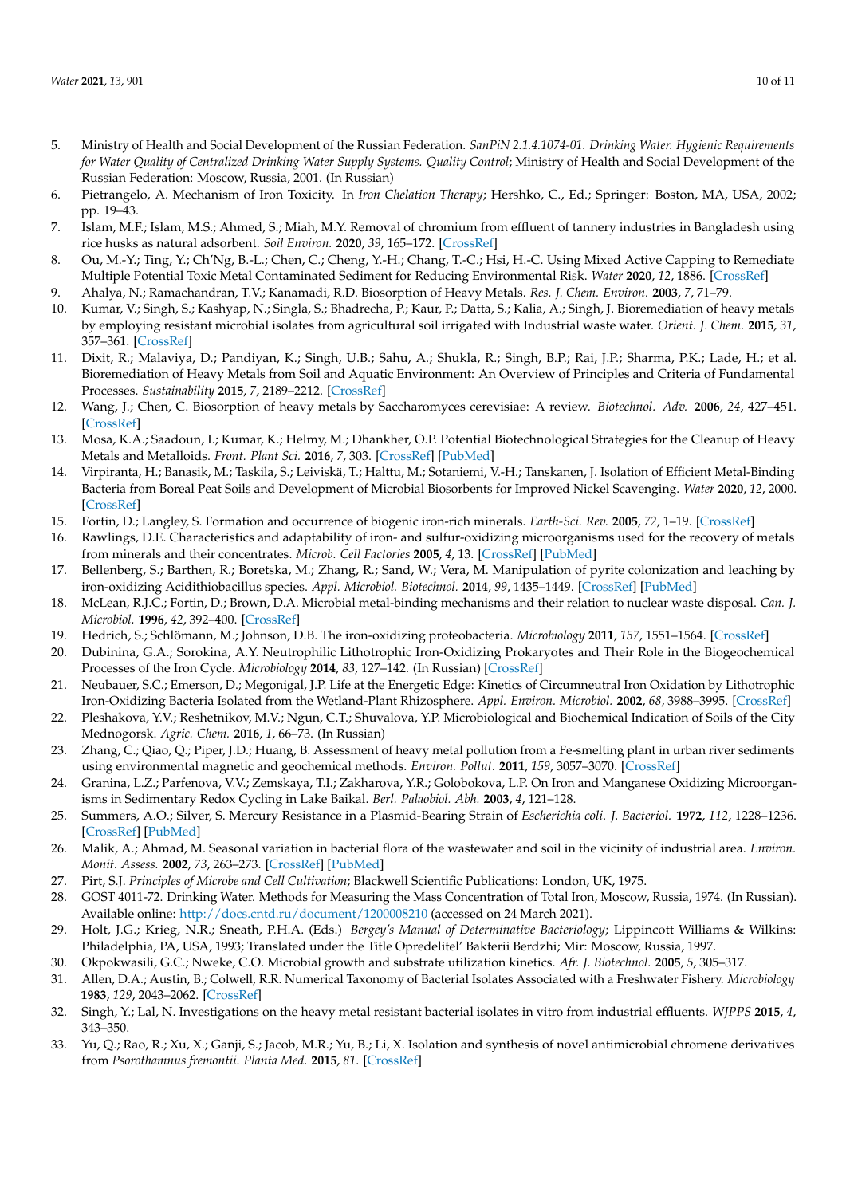5. Ministry of Health and Social Development of the Russian Federation. *SanPiN 2.1.4.1074-01. Drinking Water. Hygienic Requirements for Water Quality of Centralized Drinking Water Supply Systems. Quality Control*; Ministry of Health and Social Development of the Russian Federation: Moscow, Russia, 2001. (In Russian)
6. Pietrangelo, A. Mechanism of Iron Toxicity. In *Iron Chelation Therapy*; Hershko, C., Ed.; Springer: Boston, MA, USA, 2002; pp. 19–43.
7. Islam, M.F.; Islam, M.S.; Ahmed, S.; Miah, M.Y. Removal of chromium from effluent of tannery industries in Bangladesh using rice husks as natural adsorbent. *Soil Environ.* **2020**, *39*, 165–172. [CrossRef]
8. Ou, M.-Y.; Ting, Y.; Ch'Ng, B.-L.; Chen, C.; Cheng, Y.-H.; Chang, T.-C.; Hsi, H.-C. Using Mixed Active Capping to Remediate Multiple Potential Toxic Metal Contaminated Sediment for Reducing Environmental Risk. *Water* **2020**, *12*, 1886. [CrossRef]
9. Ahalya, N.; Ramachandran, T.V.; Kanamadi, R.D. Biosorption of Heavy Metals. *Res. J. Chem. Environ.* **2003**, *7*, 71–79.
10. Kumar, V.; Singh, S.; Kashyap, N.; Singla, S.; Bhadrecha, P.; Kaur, P.; Datta, S.; Kalia, A.; Singh, J. Bioremediation of heavy metals by employing resistant microbial isolates from agricultural soil irrigated with Industrial waste water. *Orient. J. Chem.* **2015**, *31*, 357–361. [CrossRef]
11. Dixit, R.; Malaviya, D.; Pandiyan, K.; Singh, U.B.; Sahu, A.; Shukla, R.; Singh, B.P.; Rai, J.P.; Sharma, P.K.; Lade, H.; et al. Bioremediation of Heavy Metals from Soil and Aquatic Environment: An Overview of Principles and Criteria of Fundamental Processes. *Sustainability* **2015**, *7*, 2189–2212. [CrossRef]
12. Wang, J.; Chen, C. Biosorption of heavy metals by Saccharomyces cerevisiae: A review. *Biotechnol. Adv.* **2006**, *24*, 427–451. [CrossRef]
13. Mosa, K.A.; Saadoun, I.; Kumar, K.; Helmy, M.; Dhankher, O.P. Potential Biotechnological Strategies for the Cleanup of Heavy Metals and Metalloids. *Front. Plant Sci.* **2016**, *7*, 303. [CrossRef] [PubMed]
14. Virpiranta, H.; Banasik, M.; Taskila, S.; Leiviskä, T.; Halttu, M.; Sotaniemi, V.-H.; Tanskanen, J. Isolation of Efficient Metal-Binding Bacteria from Boreal Peat Soils and Development of Microbial Biosorbents for Improved Nickel Scavenging. *Water* **2020**, *12*, 2000. [CrossRef]
15. Fortin, D.; Langley, S. Formation and occurrence of biogenic iron-rich minerals. *Earth-Sci. Rev.* **2005**, *72*, 1–19. [CrossRef]
16. Rawlings, D.E. Characteristics and adaptability of iron- and sulfur-oxidizing microorganisms used for the recovery of metals from minerals and their concentrates. *Microb. Cell Factories* **2005**, *4*, 13. [CrossRef] [PubMed]
17. Bellenberg, S.; Barthen, R.; Boretska, M.; Zhang, R.; Sand, W.; Vera, M. Manipulation of pyrite colonization and leaching by iron-oxidizing Acidithiobacillus species. *Appl. Microbiol. Biotechnol.* **2014**, *99*, 1435–1449. [CrossRef] [PubMed]
18. McLean, R.J.C.; Fortin, D.; Brown, D.A. Microbial metal-binding mechanisms and their relation to nuclear waste disposal. *Can. J. Microbiol.* **1996**, *42*, 392–400. [CrossRef]
19. Hedrich, S.; Schlömann, M.; Johnson, D.B. The iron-oxidizing proteobacteria. *Microbiology* **2011**, *157*, 1551–1564. [CrossRef]
20. Dubinina, G.A.; Sorokina, A.Y. Neutrophilic Lithotrophic Iron-Oxidizing Prokaryotes and Their Role in the Biogeochemical Processes of the Iron Cycle. *Microbiology* **2014**, *83*, 127–142. (In Russian) [CrossRef]
21. Neubauer, S.C.; Emerson, D.; Megonigal, J.P. Life at the Energetic Edge: Kinetics of Circumneutral Iron Oxidation by Lithotrophic Iron-Oxidizing Bacteria Isolated from the Wetland-Plant Rhizosphere. *Appl. Environ. Microbiol.* **2002**, *68*, 3988–3995. [CrossRef]
22. Pleshakova, Y.V.; Reshetnikov, M.V.; Ngun, C.T.; Shuvalova, Y.P. Microbiological and Biochemical Indication of Soils of the City Mednogorsk. *Agric. Chem.* **2016**, *1*, 66–73. (In Russian)
23. Zhang, C.; Qiao, Q.; Piper, J.D.; Huang, B. Assessment of heavy metal pollution from a Fe-smelting plant in urban river sediments using environmental magnetic and geochemical methods. *Environ. Pollut.* **2011**, *159*, 3057–3070. [CrossRef]
24. Granina, L.Z.; Parfenova, V.V.; Zemskaya, T.I.; Zakharova, Y.R.; Golobokova, L.P. On Iron and Manganese Oxidizing Microorganisms in Sedimentary Redox Cycling in Lake Baikal. *Berl. Palaobiol. Abh.* **2003**, *4*, 121–128.
25. Summers, A.O.; Silver, S. Mercury Resistance in a Plasmid-Bearing Strain of *Escherichia coli*. *J. Bacteriol.* **1972**, *112*, 1228–1236. [CrossRef] [PubMed]
26. Malik, A.; Ahmad, M. Seasonal variation in bacterial flora of the wastewater and soil in the vicinity of industrial area. *Environ. Monit. Assess.* **2002**, *73*, 263–273. [CrossRef] [PubMed]
27. Pirt, S.J. *Principles of Microbe and Cell Cultivation*; Blackwell Scientific Publications: London, UK, 1975.
28. GOST 4011-72. Drinking Water. Methods for Measuring the Mass Concentration of Total Iron, Moscow, Russia, 1974. (In Russian). Available online: http://docs.cntd.ru/document/1200008210 (accessed on 24 March 2021).
29. Holt, J.G.; Krieg, N.R.; Sneath, P.H.A. (Eds.) *Bergey's Manual of Determinative Bacteriology*; Lippincott Williams & Wilkins: Philadelphia, PA, USA, 1993; Translated under the Title Opredelitel' Bakterii Berdzhi; Mir: Moscow, Russia, 1997.
30. Okpokwasili, G.C.; Nweke, C.O. Microbial growth and substrate utilization kinetics. *Afr. J. Biotechnol.* **2005**, *5*, 305–317.
31. Allen, D.A.; Austin, B.; Colwell, R.R. Numerical Taxonomy of Bacterial Isolates Associated with a Freshwater Fishery. *Microbiology* **1983**, *129*, 2043–2062. [CrossRef]
32. Singh, Y.; Lal, N. Investigations on the heavy metal resistant bacterial isolates in vitro from industrial effluents. *WJPPS* **2015**, *4*, 343–350.
33. Yu, Q.; Rao, R.; Xu, X.; Ganji, S.; Jacob, M.R.; Yu, B.; Li, X. Isolation and synthesis of novel antimicrobial chromene derivatives from *Psorothamnus fremontii*. *Planta Med.* **2015**, *81*. [CrossRef]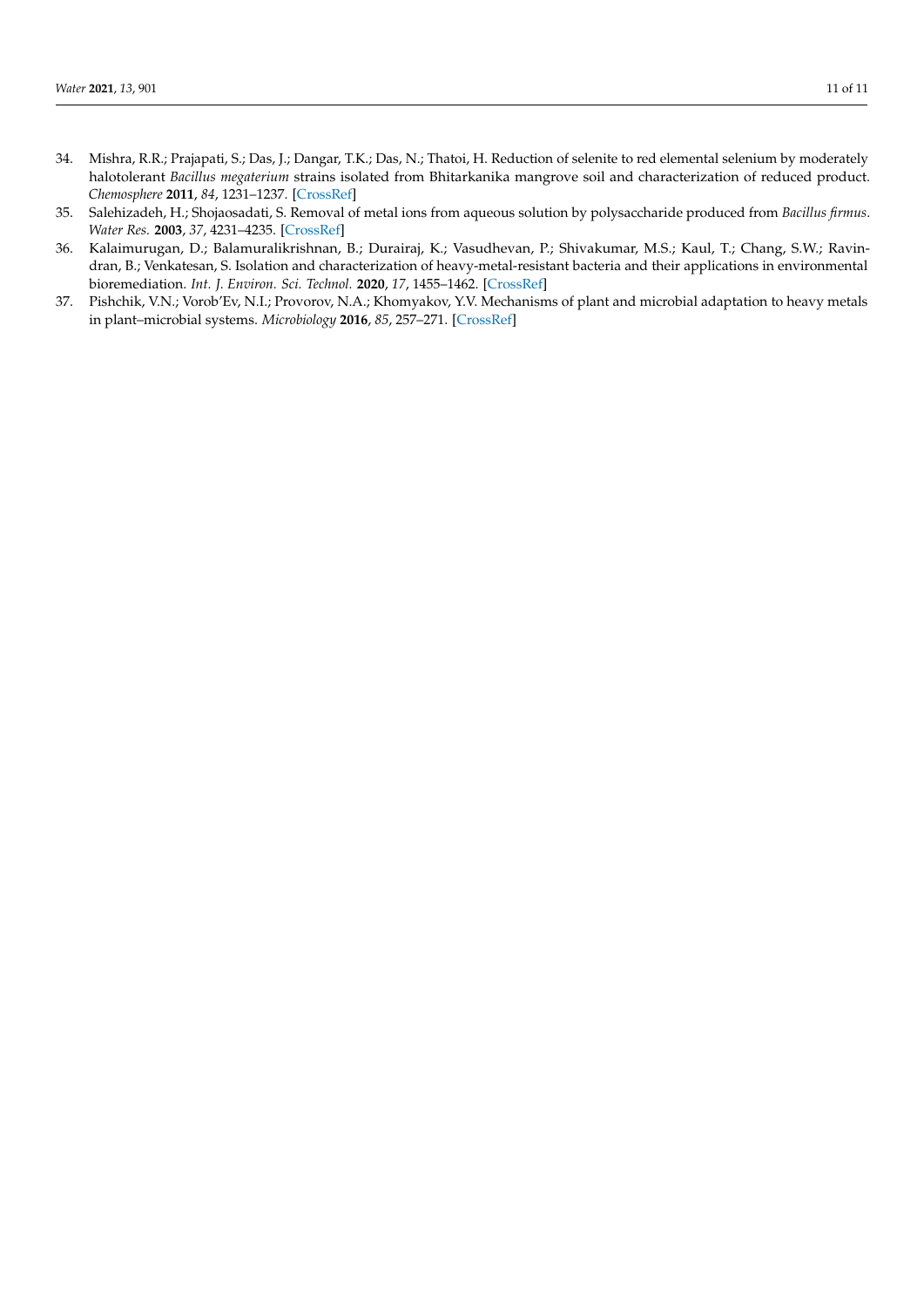34. Mishra, R.R.; Prajapati, S.; Das, J.; Dangar, T.K.; Das, N.; Thatoi, H. Reduction of selenite to red elemental selenium by moderately halotolerant *Bacillus megaterium* strains isolated from Bhitarkanika mangrove soil and characterization of reduced product. *Chemosphere* **2011**, *84*, 1231–1237. [CrossRef]
35. Salehizadeh, H.; Shojaosadati, S. Removal of metal ions from aqueous solution by polysaccharide produced from *Bacillus firmus*. *Water Res.* **2003**, *37*, 4231–4235. [CrossRef]
36. Kalaimurugan, D.; Balamuralikrishnan, B.; Durairaj, K.; Vasudhevan, P.; Shivakumar, M.S.; Kaul, T.; Chang, S.W.; Ravindran, B.; Venkatesan, S. Isolation and characterization of heavy-metal-resistant bacteria and their applications in environmental bioremediation. *Int. J. Environ. Sci. Technol.* **2020**, *17*, 1455–1462. [CrossRef]
37. Pishchik, V.N.; Vorob'Ev, N.I.; Provorov, N.A.; Khomyakov, Y.V. Mechanisms of plant and microbial adaptation to heavy metals in plant–microbial systems. *Microbiology* **2016**, *85*, 257–271. [CrossRef]